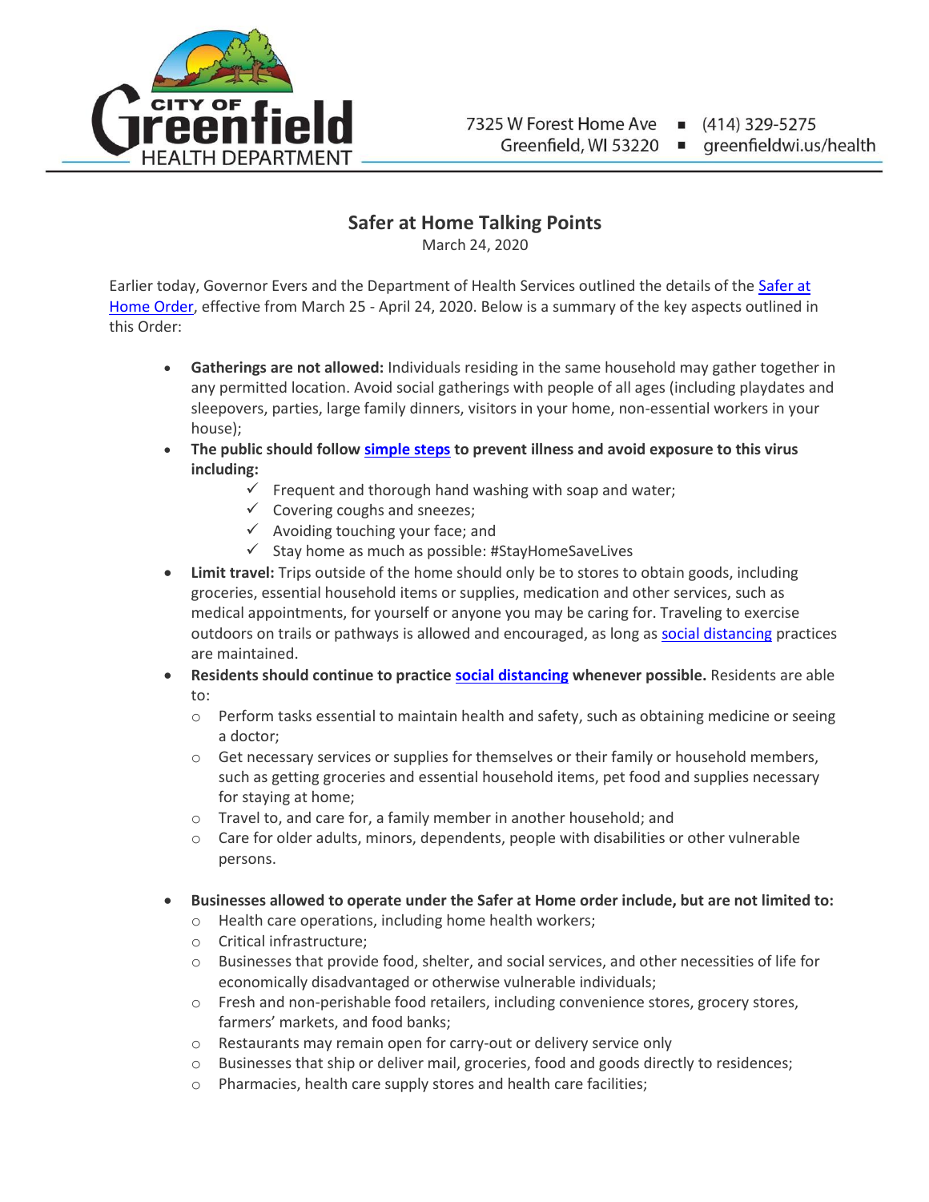City of Greenfield Health Department

7325 W Forest Home Ave ▪ (414) 329-5275
Greenfield, WI 53220 ▪ greenfieldwi.us/health

# Safer at Home Talking Points

March 24, 2020

Earlier today, Governor Evers and the Department of Health Services outlined the details of the Safer at Home Order, effective from March 25 - April 24, 2020. Below is a summary of the key aspects outlined in this Order:

- **Gatherings are not allowed:** Individuals residing in the same household may gather together in any permitted location. Avoid social gatherings with people of all ages (including playdates and sleepovers, parties, large family dinners, visitors in your home, non-essential workers in your house);
- **The public should follow simple steps to prevent illness and avoid exposure to this virus including:**
  - ✓ Frequent and thorough hand washing with soap and water;
  - ✓ Covering coughs and sneezes;
  - ✓ Avoiding touching your face; and
  - ✓ Stay home as much as possible: #StayHomeSaveLives
- **Limit travel:** Trips outside of the home should only be to stores to obtain goods, including groceries, essential household items or supplies, medication and other services, such as medical appointments, for yourself or anyone you may be caring for. Traveling to exercise outdoors on trails or pathways is allowed and encouraged, as long as social distancing practices are maintained.
- **Residents should continue to practice social distancing whenever possible.** Residents are able to:
  - Perform tasks essential to maintain health and safety, such as obtaining medicine or seeing a doctor;
  - Get necessary services or supplies for themselves or their family or household members, such as getting groceries and essential household items, pet food and supplies necessary for staying at home;
  - Travel to, and care for, a family member in another household; and
  - Care for older adults, minors, dependents, people with disabilities or other vulnerable persons.

- **Businesses allowed to operate under the Safer at Home order include, but are not limited to:**
  - Health care operations, including home health workers;
  - Critical infrastructure;
  - Businesses that provide food, shelter, and social services, and other necessities of life for economically disadvantaged or otherwise vulnerable individuals;
  - Fresh and non-perishable food retailers, including convenience stores, grocery stores, farmers' markets, and food banks;
  - Restaurants may remain open for carry-out or delivery service only
  - Businesses that ship or deliver mail, groceries, food and goods directly to residences;
  - Pharmacies, health care supply stores and health care facilities;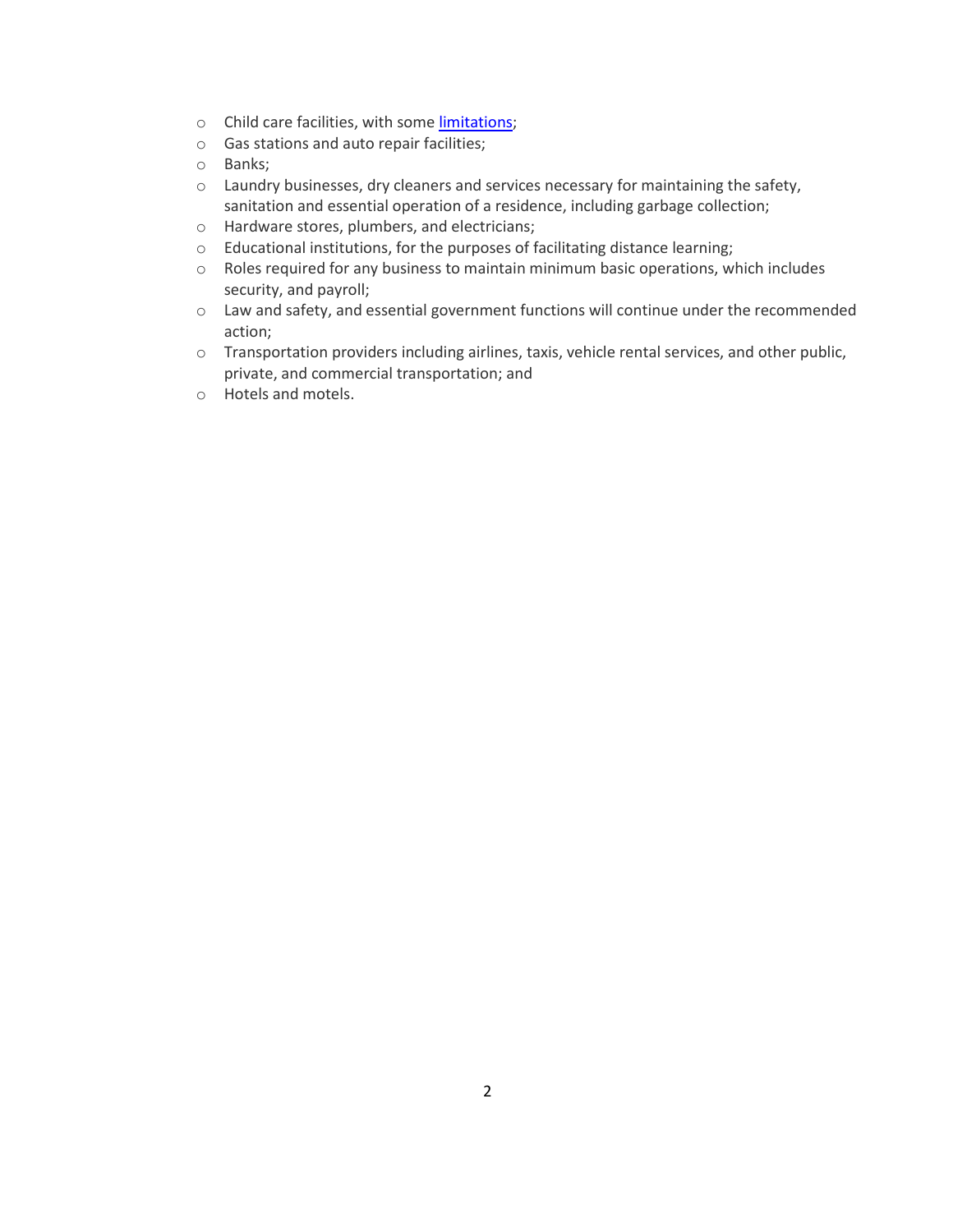- Child care facilities, with some limitations;
- Gas stations and auto repair facilities;
- Banks;
- Laundry businesses, dry cleaners and services necessary for maintaining the safety, sanitation and essential operation of a residence, including garbage collection;
- Hardware stores, plumbers, and electricians;
- Educational institutions, for the purposes of facilitating distance learning;
- Roles required for any business to maintain minimum basic operations, which includes security, and payroll;
- Law and safety, and essential government functions will continue under the recommended action;
- Transportation providers including airlines, taxis, vehicle rental services, and other public, private, and commercial transportation; and
- Hotels and motels.